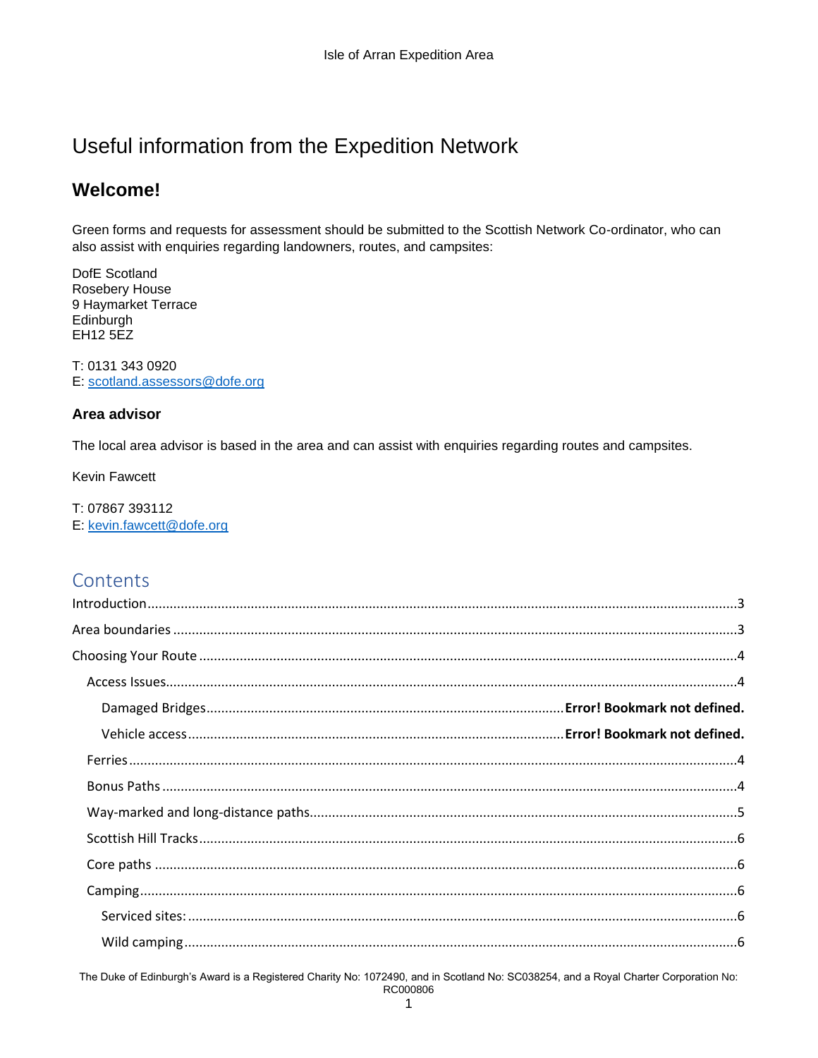# Useful information from the Expedition Network

## Welcome!

Green forms and requests for assessment should be submitted to the Scottish Network Co-ordinator, who can also assist with enquiries regarding landowners, routes, and campsites:

DofE Scotland
Rosebery House
9 Haymarket Terrace
Edinburgh
EH12 5EZ

T: 0131 343 0920
E: scotland.assessors@dofe.org

### Area advisor

The local area advisor is based in the area and can assist with enquiries regarding routes and campsites.

Kevin Fawcett

T: 07867 393112
E: kevin.fawcett@dofe.org

## Contents

- Introduction .....3
- Area boundaries .....3
- Choosing Your Route .....4
  - Access Issues .....4
    - Damaged Bridges .....**Error! Bookmark not defined.**
    - Vehicle access .....**Error! Bookmark not defined.**
  - Ferries .....4
  - Bonus Paths .....4
  - Way-marked and long-distance paths .....5
  - Scottish Hill Tracks .....6
  - Core paths .....6
  - Camping .....6
    - Serviced sites: .....6
    - Wild camping .....6

The Duke of Edinburgh's Award is a Registered Charity No: 1072490, and in Scotland No: SC038254, and a Royal Charter Corporation No: RC000806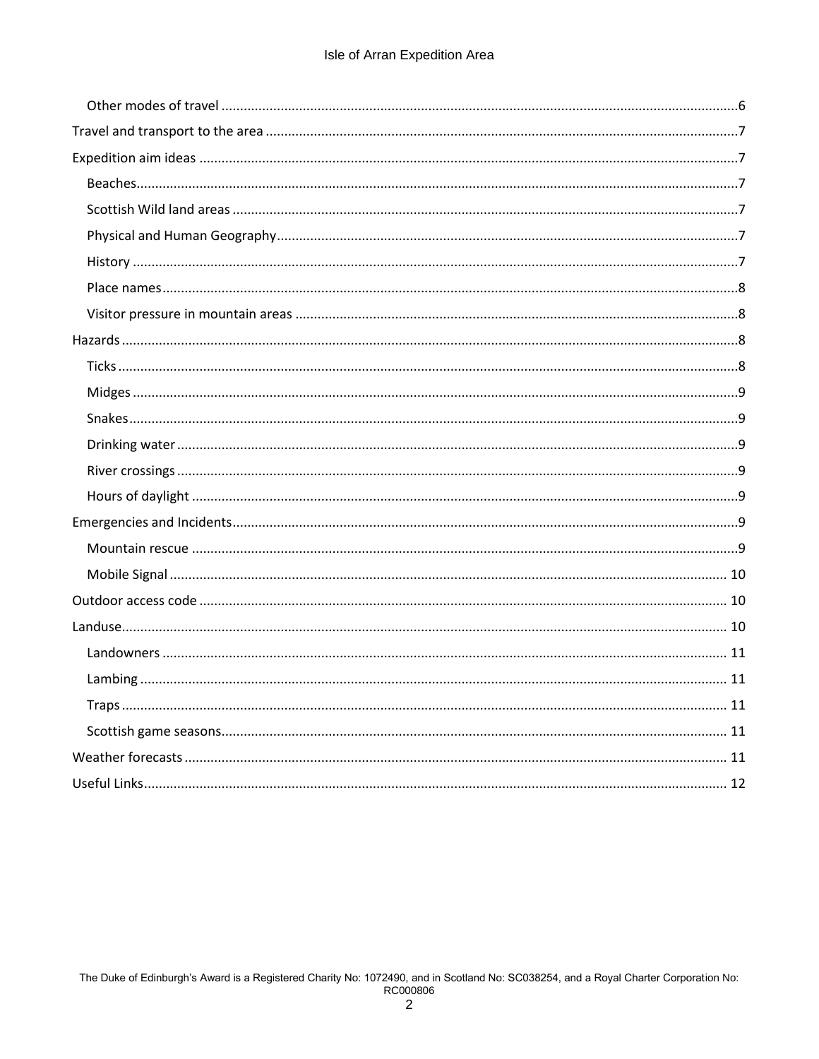- Other modes of travel .......... 6
- Travel and transport to the area .......... 7
- Expedition aim ideas .......... 7
  - Beaches .......... 7
  - Scottish Wild land areas .......... 7
  - Physical and Human Geography .......... 7
  - History .......... 7
  - Place names .......... 8
  - Visitor pressure in mountain areas .......... 8
- Hazards .......... 8
  - Ticks .......... 8
  - Midges .......... 9
  - Snakes .......... 9
  - Drinking water .......... 9
  - River crossings .......... 9
  - Hours of daylight .......... 9
- Emergencies and Incidents .......... 9
  - Mountain rescue .......... 9
  - Mobile Signal .......... 10
- Outdoor access code .......... 10
- Landuse .......... 10
  - Landowners .......... 11
  - Lambing .......... 11
  - Traps .......... 11
  - Scottish game seasons .......... 11
- Weather forecasts .......... 11
- Useful Links .......... 12

The Duke of Edinburgh's Award is a Registered Charity No: 1072490, and in Scotland No: SC038254, and a Royal Charter Corporation No: RC000806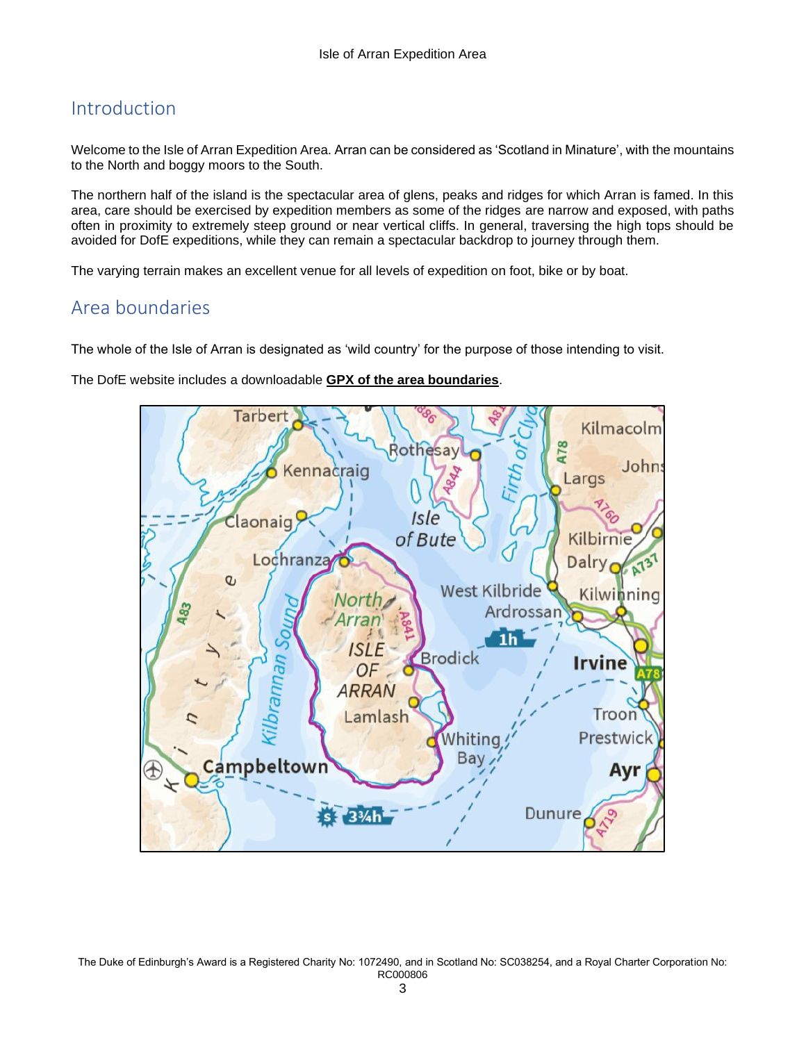## Introduction

Welcome to the Isle of Arran Expedition Area. Arran can be considered as 'Scotland in Minature', with the mountains to the North and boggy moors to the South.

The northern half of the island is the spectacular area of glens, peaks and ridges for which Arran is famed. In this area, care should be exercised by expedition members as some of the ridges are narrow and exposed, with paths often in proximity to extremely steep ground or near vertical cliffs. In general, traversing the high tops should be avoided for DofE expeditions, while they can remain a spectacular backdrop to journey through them.

The varying terrain makes an excellent venue for all levels of expedition on foot, bike or by boat.

## Area boundaries

The whole of the Isle of Arran is designated as 'wild country' for the purpose of those intending to visit.

The DofE website includes a downloadable **GPX of the area boundaries**.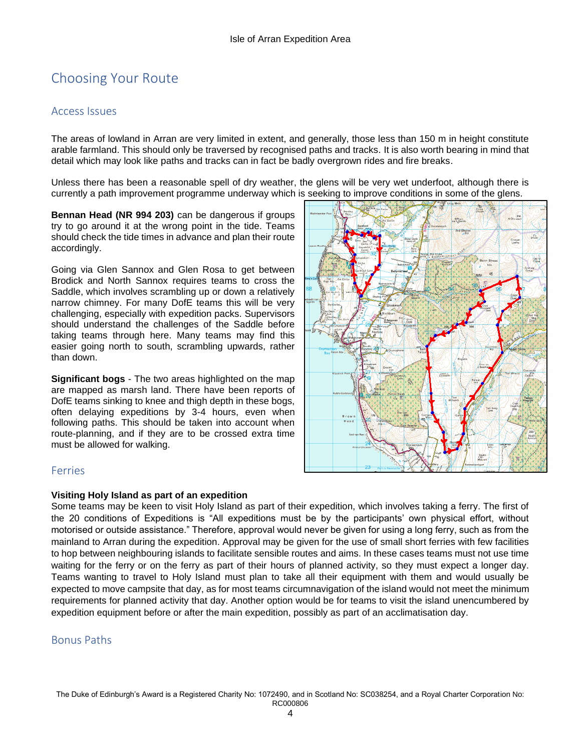# Choosing Your Route

## Access Issues

The areas of lowland in Arran are very limited in extent, and generally, those less than 150 m in height constitute arable farmland. This should only be traversed by recognised paths and tracks. It is also worth bearing in mind that detail which may look like paths and tracks can in fact be badly overgrown rides and fire breaks.

Unless there has been a reasonable spell of dry weather, the glens will be very wet underfoot, although there is currently a path improvement programme underway which is seeking to improve conditions in some of the glens.

**Bennan Head (NR 994 203)** can be dangerous if groups try to go around it at the wrong point in the tide. Teams should check the tide times in advance and plan their route accordingly.

Going via Glen Sannox and Glen Rosa to get between Brodick and North Sannox requires teams to cross the Saddle, which involves scrambling up or down a relatively narrow chimney. For many DofE teams this will be very challenging, especially with expedition packs. Supervisors should understand the challenges of the Saddle before taking teams through here. Many teams may find this easier going north to south, scrambling upwards, rather than down.

**Significant bogs** - The two areas highlighted on the map are mapped as marsh land. There have been reports of DofE teams sinking to knee and thigh depth in these bogs, often delaying expeditions by 3-4 hours, even when following paths. This should be taken into account when route-planning, and if they are to be crossed extra time must be allowed for walking.

## Ferries

**Visiting Holy Island as part of an expedition**

Some teams may be keen to visit Holy Island as part of their expedition, which involves taking a ferry. The first of the 20 conditions of Expeditions is "All expeditions must be by the participants' own physical effort, without motorised or outside assistance." Therefore, approval would never be given for using a long ferry, such as from the mainland to Arran during the expedition. Approval may be given for the use of small short ferries with few facilities to hop between neighbouring islands to facilitate sensible routes and aims. In these cases teams must not use time waiting for the ferry or on the ferry as part of their hours of planned activity, so they must expect a longer day. Teams wanting to travel to Holy Island must plan to take all their equipment with them and would usually be expected to move campsite that day, as for most teams circumnavigation of the island would not meet the minimum requirements for planned activity that day. Another option would be for teams to visit the island unencumbered by expedition equipment before or after the main expedition, possibly as part of an acclimatisation day.

## Bonus Paths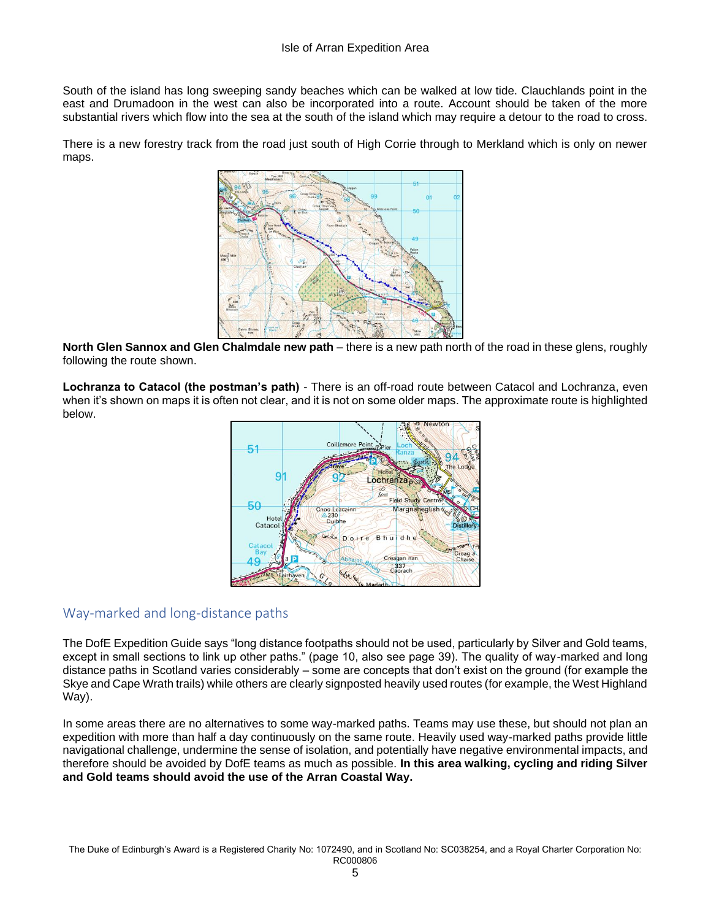South of the island has long sweeping sandy beaches which can be walked at low tide. Clauchlands point in the east and Drumadoon in the west can also be incorporated into a route. Account should be taken of the more substantial rivers which flow into the sea at the south of the island which may require a detour to the road to cross.

There is a new forestry track from the road just south of High Corrie through to Merkland which is only on newer maps.

**North Glen Sannox and Glen Chalmdale new path** – there is a new path north of the road in these glens, roughly following the route shown.

**Lochranza to Catacol (the postman's path)** - There is an off-road route between Catacol and Lochranza, even when it's shown on maps it is often not clear, and it is not on some older maps. The approximate route is highlighted below.

## Way-marked and long-distance paths

The DofE Expedition Guide says "long distance footpaths should not be used, particularly by Silver and Gold teams, except in small sections to link up other paths." (page 10, also see page 39). The quality of way-marked and long distance paths in Scotland varies considerably – some are concepts that don't exist on the ground (for example the Skye and Cape Wrath trails) while others are clearly signposted heavily used routes (for example, the West Highland Way).

In some areas there are no alternatives to some way-marked paths. Teams may use these, but should not plan an expedition with more than half a day continuously on the same route. Heavily used way-marked paths provide little navigational challenge, undermine the sense of isolation, and potentially have negative environmental impacts, and therefore should be avoided by DofE teams as much as possible. **In this area walking, cycling and riding Silver and Gold teams should avoid the use of the Arran Coastal Way.**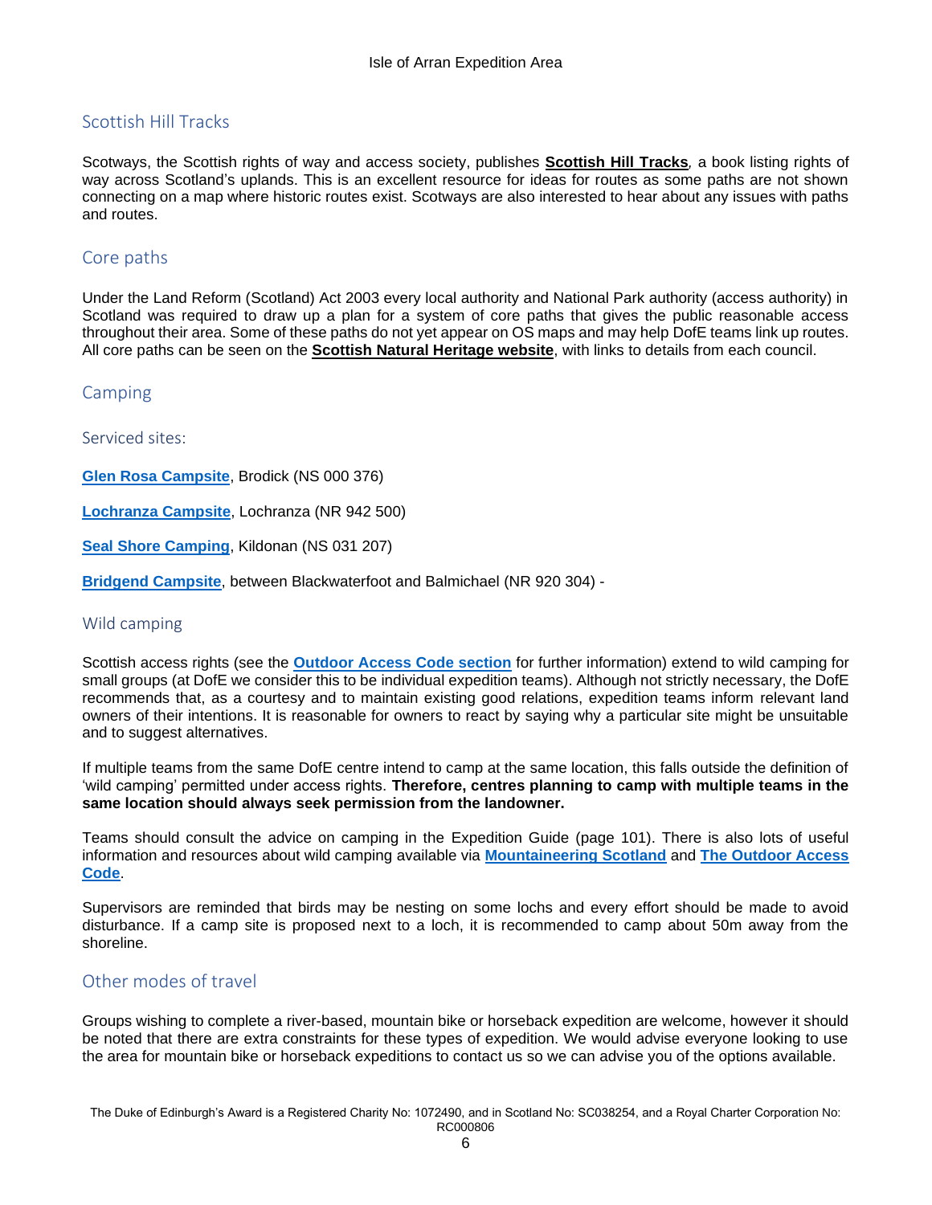## Scottish Hill Tracks

Scotways, the Scottish rights of way and access society, publishes **Scottish Hill Tracks**, a book listing rights of way across Scotland's uplands. This is an excellent resource for ideas for routes as some paths are not shown connecting on a map where historic routes exist. Scotways are also interested to hear about any issues with paths and routes.

## Core paths

Under the Land Reform (Scotland) Act 2003 every local authority and National Park authority (access authority) in Scotland was required to draw up a plan for a system of core paths that gives the public reasonable access throughout their area. Some of these paths do not yet appear on OS maps and may help DofE teams link up routes. All core paths can be seen on the **Scottish Natural Heritage website**, with links to details from each council.

## Camping

### Serviced sites:

**Glen Rosa Campsite**, Brodick (NS 000 376)

**Lochranza Campsite**, Lochranza (NR 942 500)

**Seal Shore Camping**, Kildonan (NS 031 207)

**Bridgend Campsite**, between Blackwaterfoot and Balmichael (NR 920 304) -

### Wild camping

Scottish access rights (see the **Outdoor Access Code section** for further information) extend to wild camping for small groups (at DofE we consider this to be individual expedition teams). Although not strictly necessary, the DofE recommends that, as a courtesy and to maintain existing good relations, expedition teams inform relevant land owners of their intentions. It is reasonable for owners to react by saying why a particular site might be unsuitable and to suggest alternatives.

If multiple teams from the same DofE centre intend to camp at the same location, this falls outside the definition of 'wild camping' permitted under access rights. **Therefore, centres planning to camp with multiple teams in the same location should always seek permission from the landowner.**

Teams should consult the advice on camping in the Expedition Guide (page 101). There is also lots of useful information and resources about wild camping available via **Mountaineering Scotland** and **The Outdoor Access Code**.

Supervisors are reminded that birds may be nesting on some lochs and every effort should be made to avoid disturbance. If a camp site is proposed next to a loch, it is recommended to camp about 50m away from the shoreline.

## Other modes of travel

Groups wishing to complete a river-based, mountain bike or horseback expedition are welcome, however it should be noted that there are extra constraints for these types of expedition. We would advise everyone looking to use the area for mountain bike or horseback expeditions to contact us so we can advise you of the options available.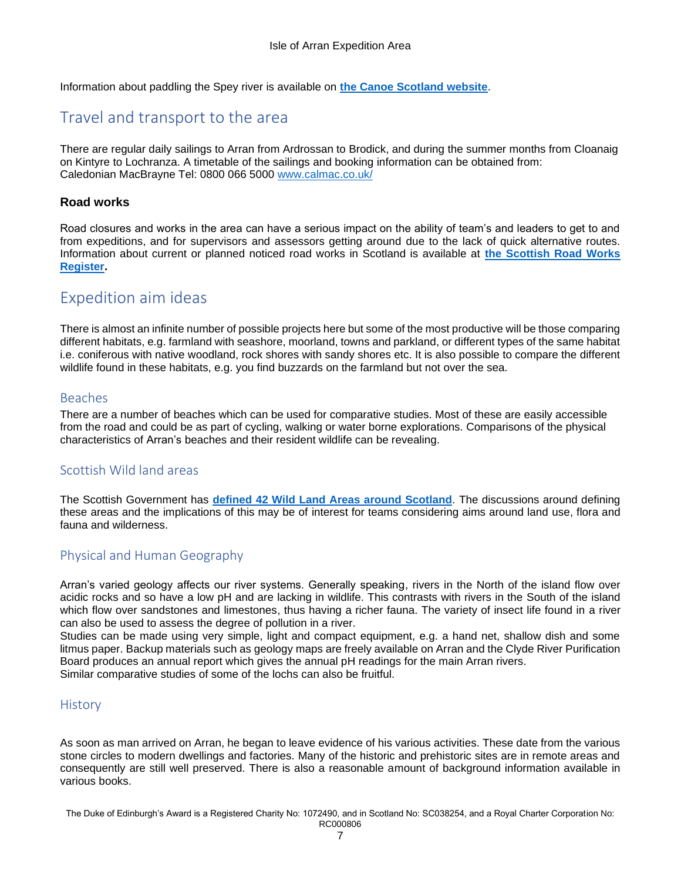Information about paddling the Spey river is available on **the Canoe Scotland website**.

## Travel and transport to the area

There are regular daily sailings to Arran from Ardrossan to Brodick, and during the summer months from Cloanaig on Kintyre to Lochranza. A timetable of the sailings and booking information can be obtained from:
Caledonian MacBrayne Tel: 0800 066 5000 www.calmac.co.uk/

### Road works

Road closures and works in the area can have a serious impact on the ability of team's and leaders to get to and from expeditions, and for supervisors and assessors getting around due to the lack of quick alternative routes. Information about current or planned noticed road works in Scotland is available at **the Scottish Road Works Register.**

## Expedition aim ideas

There is almost an infinite number of possible projects here but some of the most productive will be those comparing different habitats, e.g. farmland with seashore, moorland, towns and parkland, or different types of the same habitat i.e. coniferous with native woodland, rock shores with sandy shores etc. It is also possible to compare the different wildlife found in these habitats, e.g. you find buzzards on the farmland but not over the sea.

### Beaches

There are a number of beaches which can be used for comparative studies. Most of these are easily accessible from the road and could be as part of cycling, walking or water borne explorations. Comparisons of the physical characteristics of Arran's beaches and their resident wildlife can be revealing.

### Scottish Wild land areas

The Scottish Government has **defined 42 Wild Land Areas around Scotland**. The discussions around defining these areas and the implications of this may be of interest for teams considering aims around land use, flora and fauna and wilderness.

### Physical and Human Geography

Arran's varied geology affects our river systems. Generally speaking, rivers in the North of the island flow over acidic rocks and so have a low pH and are lacking in wildlife. This contrasts with rivers in the South of the island which flow over sandstones and limestones, thus having a richer fauna. The variety of insect life found in a river can also be used to assess the degree of pollution in a river.
Studies can be made using very simple, light and compact equipment, e.g. a hand net, shallow dish and some litmus paper. Backup materials such as geology maps are freely available on Arran and the Clyde River Purification Board produces an annual report which gives the annual pH readings for the main Arran rivers.
Similar comparative studies of some of the lochs can also be fruitful.

### History

As soon as man arrived on Arran, he began to leave evidence of his various activities. These date from the various stone circles to modern dwellings and factories. Many of the historic and prehistoric sites are in remote areas and consequently are still well preserved. There is also a reasonable amount of background information available in various books.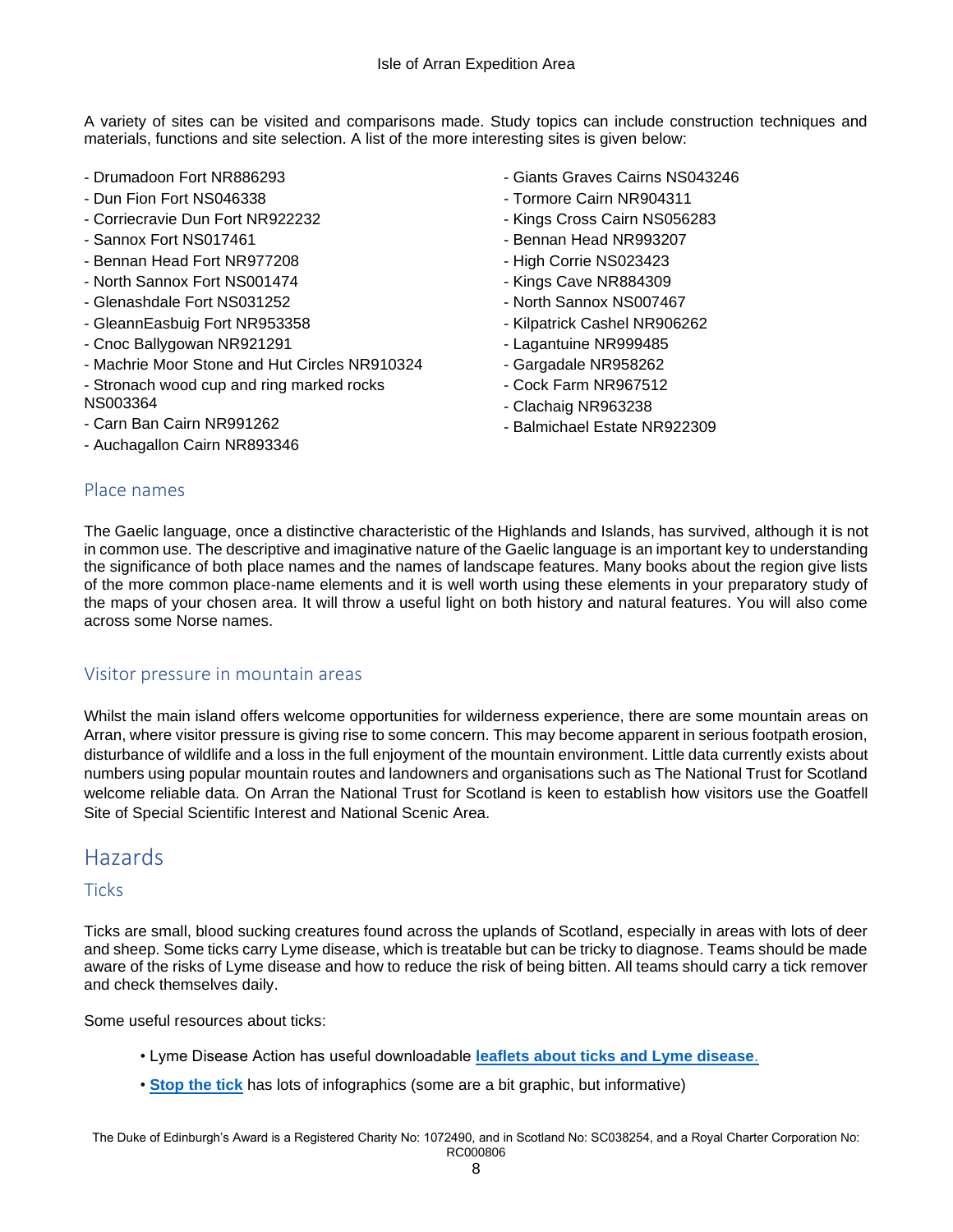A variety of sites can be visited and comparisons made. Study topics can include construction techniques and materials, functions and site selection. A list of the more interesting sites is given below:

- Drumadoon Fort NR886293
- Dun Fion Fort NS046338
- Corriecravie Dun Fort NR922232
- Sannox Fort NS017461
- Bennan Head Fort NR977208
- North Sannox Fort NS001474
- Glenashdale Fort NS031252
- GleannEasbuig Fort NR953358
- Cnoc Ballygowan NR921291
- Machrie Moor Stone and Hut Circles NR910324
- Stronach wood cup and ring marked rocks NS003364
- Carn Ban Cairn NR991262
- Auchagallon Cairn NR893346
- Giants Graves Cairns NS043246
- Tormore Cairn NR904311
- Kings Cross Cairn NS056283
- Bennan Head NR993207
- High Corrie NS023423
- Kings Cave NR884309
- North Sannox NS007467
- Kilpatrick Cashel NR906262
- Lagantuine NR999485
- Gargadale NR958262
- Cock Farm NR967512
- Clachaig NR963238
- Balmichael Estate NR922309

### Place names

The Gaelic language, once a distinctive characteristic of the Highlands and Islands, has survived, although it is not in common use. The descriptive and imaginative nature of the Gaelic language is an important key to understanding the significance of both place names and the names of landscape features. Many books about the region give lists of the more common place-name elements and it is well worth using these elements in your preparatory study of the maps of your chosen area. It will throw a useful light on both history and natural features. You will also come across some Norse names.

### Visitor pressure in mountain areas

Whilst the main island offers welcome opportunities for wilderness experience, there are some mountain areas on Arran, where visitor pressure is giving rise to some concern. This may become apparent in serious footpath erosion, disturbance of wildlife and a loss in the full enjoyment of the mountain environment. Little data currently exists about numbers using popular mountain routes and landowners and organisations such as The National Trust for Scotland welcome reliable data. On Arran the National Trust for Scotland is keen to establish how visitors use the Goatfell Site of Special Scientific Interest and National Scenic Area.

## Hazards

### Ticks

Ticks are small, blood sucking creatures found across the uplands of Scotland, especially in areas with lots of deer and sheep. Some ticks carry Lyme disease, which is treatable but can be tricky to diagnose. Teams should be made aware of the risks of Lyme disease and how to reduce the risk of being bitten. All teams should carry a tick remover and check themselves daily.

Some useful resources about ticks:

- Lyme Disease Action has useful downloadable **leaflets about ticks and Lyme disease**.
- **Stop the tick** has lots of infographics (some are a bit graphic, but informative)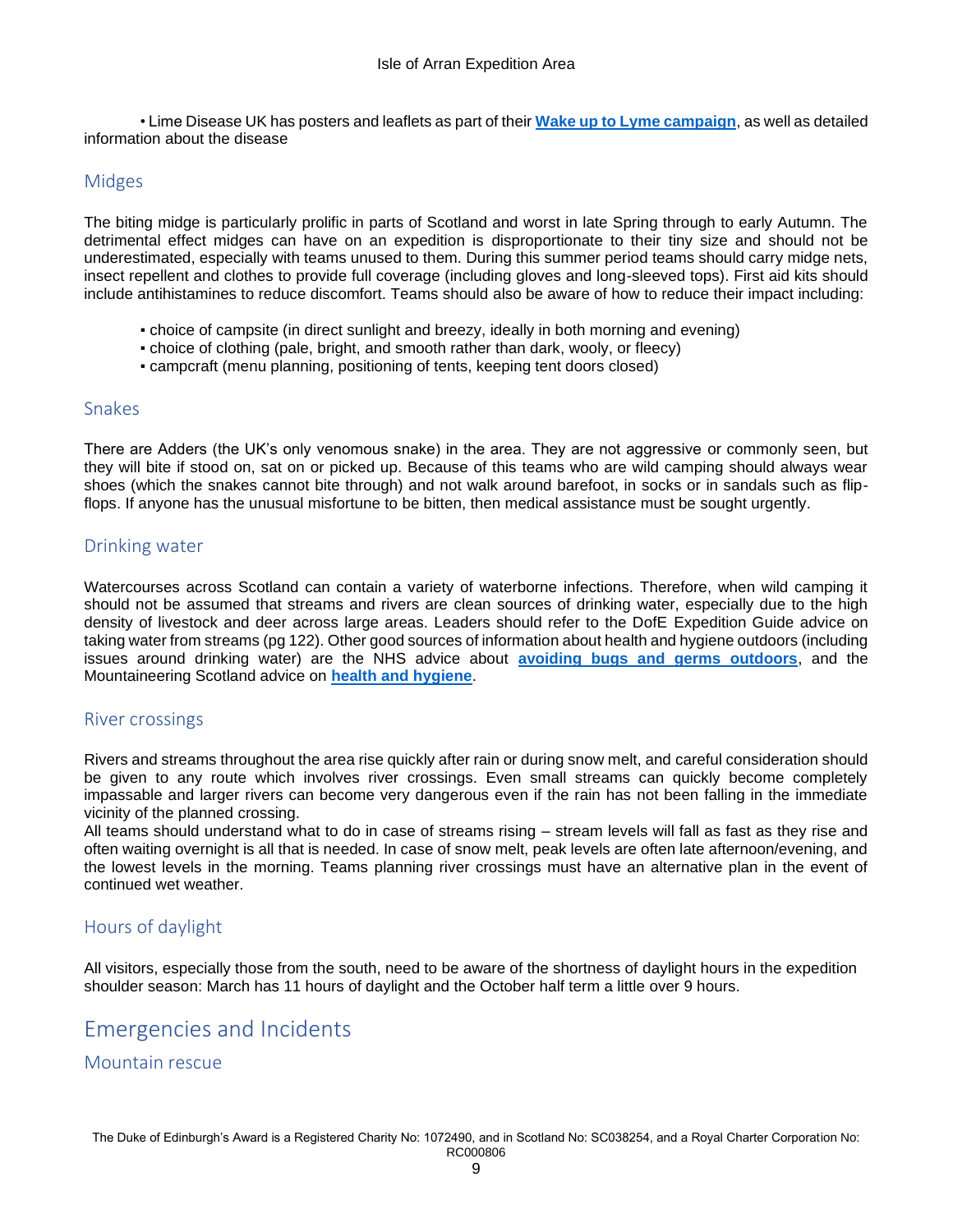• Lime Disease UK has posters and leaflets as part of their **Wake up to Lyme campaign**, as well as detailed information about the disease

## Midges

The biting midge is particularly prolific in parts of Scotland and worst in late Spring through to early Autumn. The detrimental effect midges can have on an expedition is disproportionate to their tiny size and should not be underestimated, especially with teams unused to them. During this summer period teams should carry midge nets, insect repellent and clothes to provide full coverage (including gloves and long-sleeved tops). First aid kits should include antihistamines to reduce discomfort. Teams should also be aware of how to reduce their impact including:

- choice of campsite (in direct sunlight and breezy, ideally in both morning and evening)
- choice of clothing (pale, bright, and smooth rather than dark, wooly, or fleecy)
- campcraft (menu planning, positioning of tents, keeping tent doors closed)

## Snakes

There are Adders (the UK's only venomous snake) in the area. They are not aggressive or commonly seen, but they will bite if stood on, sat on or picked up. Because of this teams who are wild camping should always wear shoes (which the snakes cannot bite through) and not walk around barefoot, in socks or in sandals such as flip-flops. If anyone has the unusual misfortune to be bitten, then medical assistance must be sought urgently.

## Drinking water

Watercourses across Scotland can contain a variety of waterborne infections. Therefore, when wild camping it should not be assumed that streams and rivers are clean sources of drinking water, especially due to the high density of livestock and deer across large areas. Leaders should refer to the DofE Expedition Guide advice on taking water from streams (pg 122). Other good sources of information about health and hygiene outdoors (including issues around drinking water) are the NHS advice about **avoiding bugs and germs outdoors**, and the Mountaineering Scotland advice on **health and hygiene**.

## River crossings

Rivers and streams throughout the area rise quickly after rain or during snow melt, and careful consideration should be given to any route which involves river crossings. Even small streams can quickly become completely impassable and larger rivers can become very dangerous even if the rain has not been falling in the immediate vicinity of the planned crossing.

All teams should understand what to do in case of streams rising – stream levels will fall as fast as they rise and often waiting overnight is all that is needed. In case of snow melt, peak levels are often late afternoon/evening, and the lowest levels in the morning. Teams planning river crossings must have an alternative plan in the event of continued wet weather.

## Hours of daylight

All visitors, especially those from the south, need to be aware of the shortness of daylight hours in the expedition shoulder season: March has 11 hours of daylight and the October half term a little over 9 hours.

# Emergencies and Incidents

## Mountain rescue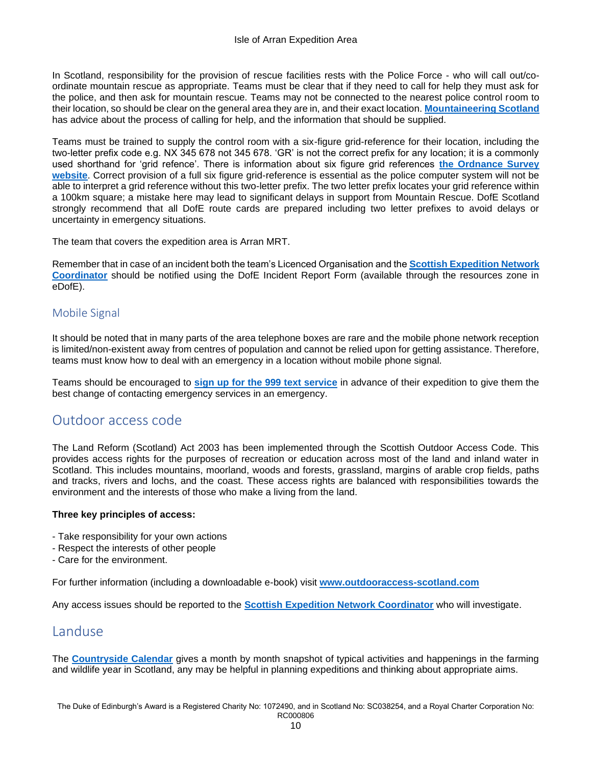In Scotland, responsibility for the provision of rescue facilities rests with the Police Force - who will call out/co-ordinate mountain rescue as appropriate. Teams must be clear that if they need to call for help they must ask for the police, and then ask for mountain rescue. Teams may not be connected to the nearest police control room to their location, so should be clear on the general area they are in, and their exact location. **Mountaineering Scotland** has advice about the process of calling for help, and the information that should be supplied.

Teams must be trained to supply the control room with a six-figure grid-reference for their location, including the two-letter prefix code e.g. NX 345 678 not 345 678. 'GR' is not the correct prefix for any location; it is a commonly used shorthand for 'grid refence'. There is information about six figure grid references **the Ordnance Survey website**. Correct provision of a full six figure grid-reference is essential as the police computer system will not be able to interpret a grid reference without this two-letter prefix. The two letter prefix locates your grid reference within a 100km square; a mistake here may lead to significant delays in support from Mountain Rescue. DofE Scotland strongly recommend that all DofE route cards are prepared including two letter prefixes to avoid delays or uncertainty in emergency situations.

The team that covers the expedition area is Arran MRT.

Remember that in case of an incident both the team's Licenced Organisation and the **Scottish Expedition Network Coordinator** should be notified using the DofE Incident Report Form (available through the resources zone in eDofE).

### Mobile Signal

It should be noted that in many parts of the area telephone boxes are rare and the mobile phone network reception is limited/non-existent away from centres of population and cannot be relied upon for getting assistance. Therefore, teams must know how to deal with an emergency in a location without mobile phone signal.

Teams should be encouraged to **sign up for the 999 text service** in advance of their expedition to give them the best change of contacting emergency services in an emergency.

## Outdoor access code

The Land Reform (Scotland) Act 2003 has been implemented through the Scottish Outdoor Access Code. This provides access rights for the purposes of recreation or education across most of the land and inland water in Scotland. This includes mountains, moorland, woods and forests, grassland, margins of arable crop fields, paths and tracks, rivers and lochs, and the coast. These access rights are balanced with responsibilities towards the environment and the interests of those who make a living from the land.

**Three key principles of access:**

- Take responsibility for your own actions
- Respect the interests of other people
- Care for the environment.

For further information (including a downloadable e-book) visit **www.outdooraccess-scotland.com**

Any access issues should be reported to the **Scottish Expedition Network Coordinator** who will investigate.

## Landuse

The **Countryside Calendar** gives a month by month snapshot of typical activities and happenings in the farming and wildlife year in Scotland, any may be helpful in planning expeditions and thinking about appropriate aims.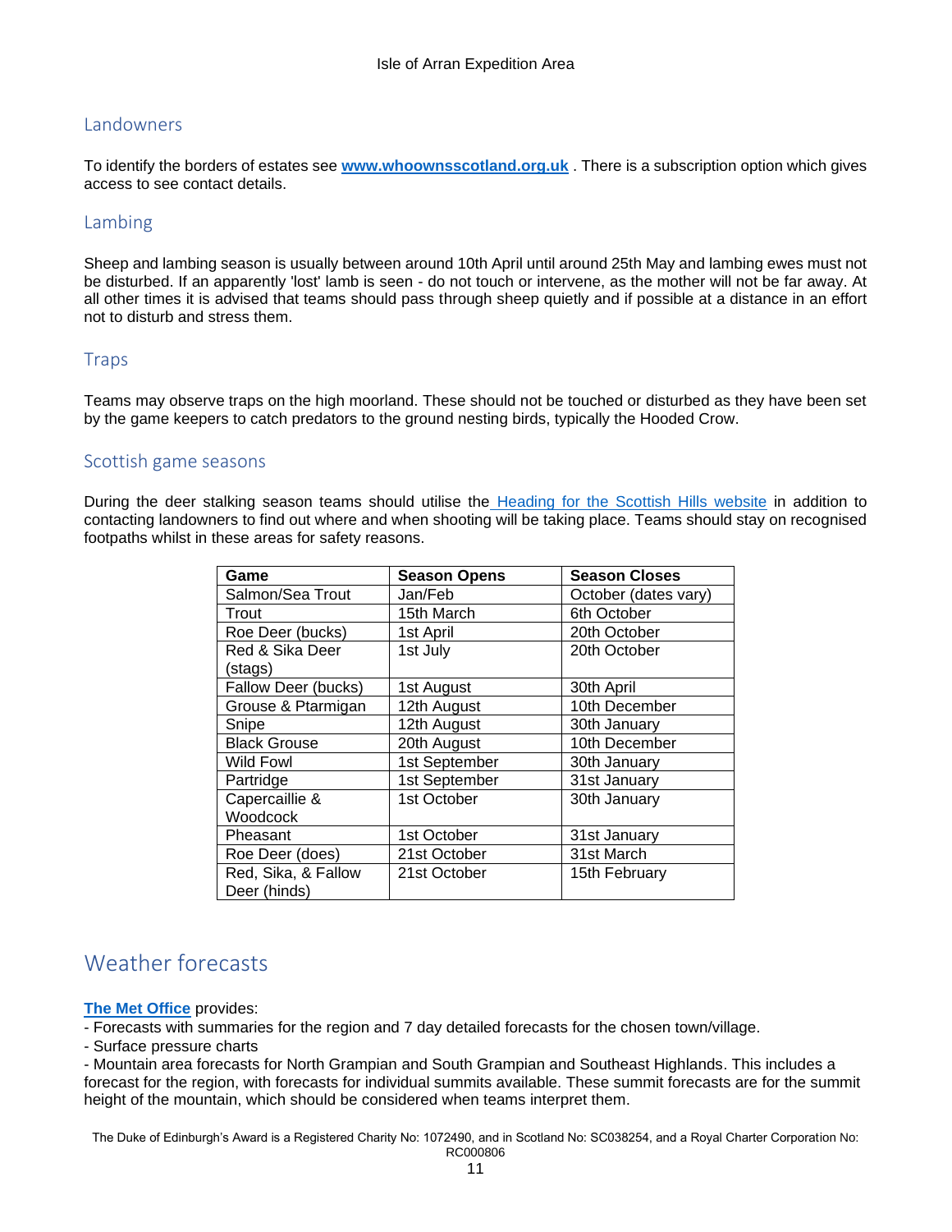## Landowners

To identify the borders of estates see **[www.whoownsscotland.org.uk](http://www.whoownsscotland.org.uk)** . There is a subscription option which gives access to see contact details.

## Lambing

Sheep and lambing season is usually between around 10th April until around 25th May and lambing ewes must not be disturbed. If an apparently 'lost' lamb is seen - do not touch or intervene, as the mother will not be far away. At all other times it is advised that teams should pass through sheep quietly and if possible at a distance in an effort not to disturb and stress them.

## Traps

Teams may observe traps on the high moorland. These should not be touched or disturbed as they have been set by the game keepers to catch predators to the ground nesting birds, typically the Hooded Crow.

## Scottish game seasons

During the deer stalking season teams should utilise the Heading for the Scottish Hills website in addition to contacting landowners to find out where and when shooting will be taking place. Teams should stay on recognised footpaths whilst in these areas for safety reasons.

| Game | Season Opens | Season Closes |
| --- | --- | --- |
| Salmon/Sea Trout | Jan/Feb | October (dates vary) |
| Trout | 15th March | 6th October |
| Roe Deer (bucks) | 1st April | 20th October |
| Red & Sika Deer (stags) | 1st July | 20th October |
| Fallow Deer (bucks) | 1st August | 30th April |
| Grouse & Ptarmigan | 12th August | 10th December |
| Snipe | 12th August | 30th January |
| Black Grouse | 20th August | 10th December |
| Wild Fowl | 1st September | 30th January |
| Partridge | 1st September | 31st January |
| Capercaillie & Woodcock | 1st October | 30th January |
| Pheasant | 1st October | 31st January |
| Roe Deer (does) | 21st October | 31st March |
| Red, Sika, & Fallow Deer (hinds) | 21st October | 15th February |

# Weather forecasts

**The Met Office** provides:

- Forecasts with summaries for the region and 7 day detailed forecasts for the chosen town/village.
- Surface pressure charts
- Mountain area forecasts for North Grampian and South Grampian and Southeast Highlands. This includes a forecast for the region, with forecasts for individual summits available. These summit forecasts are for the summit height of the mountain, which should be considered when teams interpret them.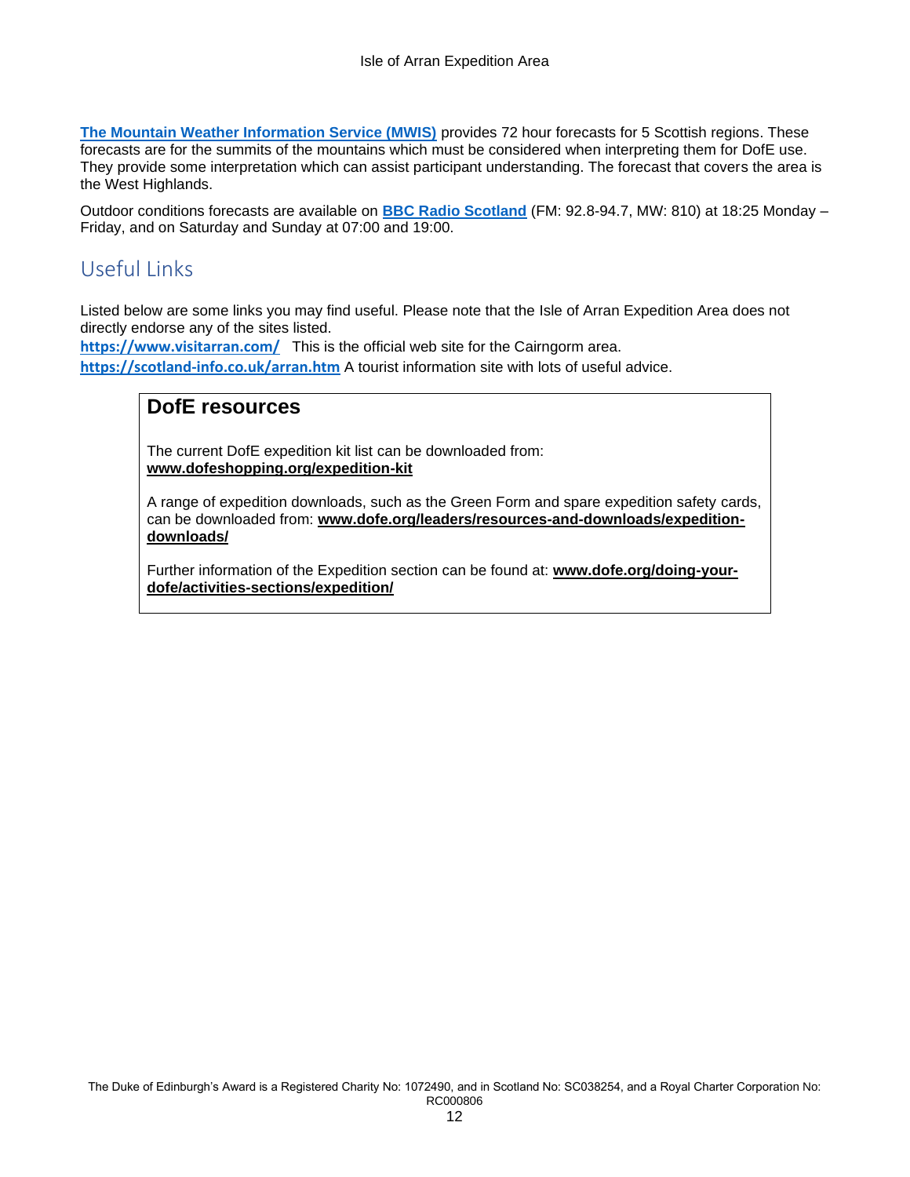[The Mountain Weather Information Service (MWIS)](#) provides 72 hour forecasts for 5 Scottish regions. These forecasts are for the summits of the mountains which must be considered when interpreting them for DofE use. They provide some interpretation which can assist participant understanding. The forecast that covers the area is the West Highlands.

Outdoor conditions forecasts are available on [BBC Radio Scotland](#) (FM: 92.8-94.7, MW: 810) at 18:25 Monday – Friday, and on Saturday and Sunday at 07:00 and 19:00.

## Useful Links

Listed below are some links you may find useful. Please note that the Isle of Arran Expedition Area does not directly endorse any of the sites listed.

https://www.visitarran.com/ This is the official web site for the Cairngorm area.

https://scotland-info.co.uk/arran.htm A tourist information site with lots of useful advice.

### DofE resources

The current DofE expedition kit list can be downloaded from: **www.dofeshopping.org/expedition-kit**

A range of expedition downloads, such as the Green Form and spare expedition safety cards, can be downloaded from: **www.dofe.org/leaders/resources-and-downloads/expedition-downloads/**

Further information of the Expedition section can be found at: **www.dofe.org/doing-your-dofe/activities-sections/expedition/**

The Duke of Edinburgh's Award is a Registered Charity No: 1072490, and in Scotland No: SC038254, and a Royal Charter Corporation No: RC000806